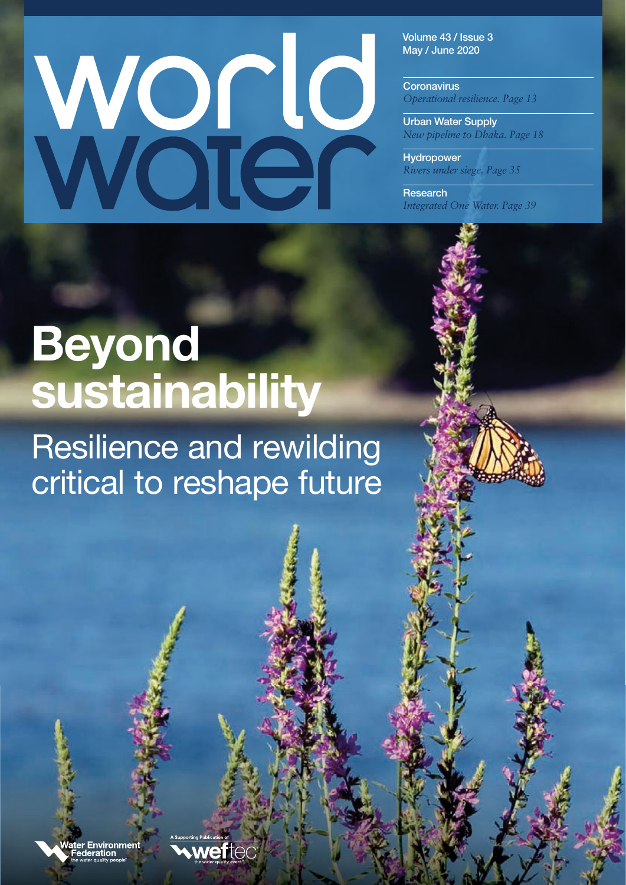# world water

Volume 43 / Issue 3
May / June 2020

**Coronavirus**
*Operational resilience. Page 13*

**Urban Water Supply**
*New pipeline to Dhaka. Page 18*

**Hydropower**
*Rivers under siege. Page 35*

**Research**
*Integrated One Water. Page 39*

# Beyond sustainability

## Resilience and rewilding critical to reshape future

Water Environment Federation
the water quality people®

A Supporting Publication of
weftec®
the water quality event®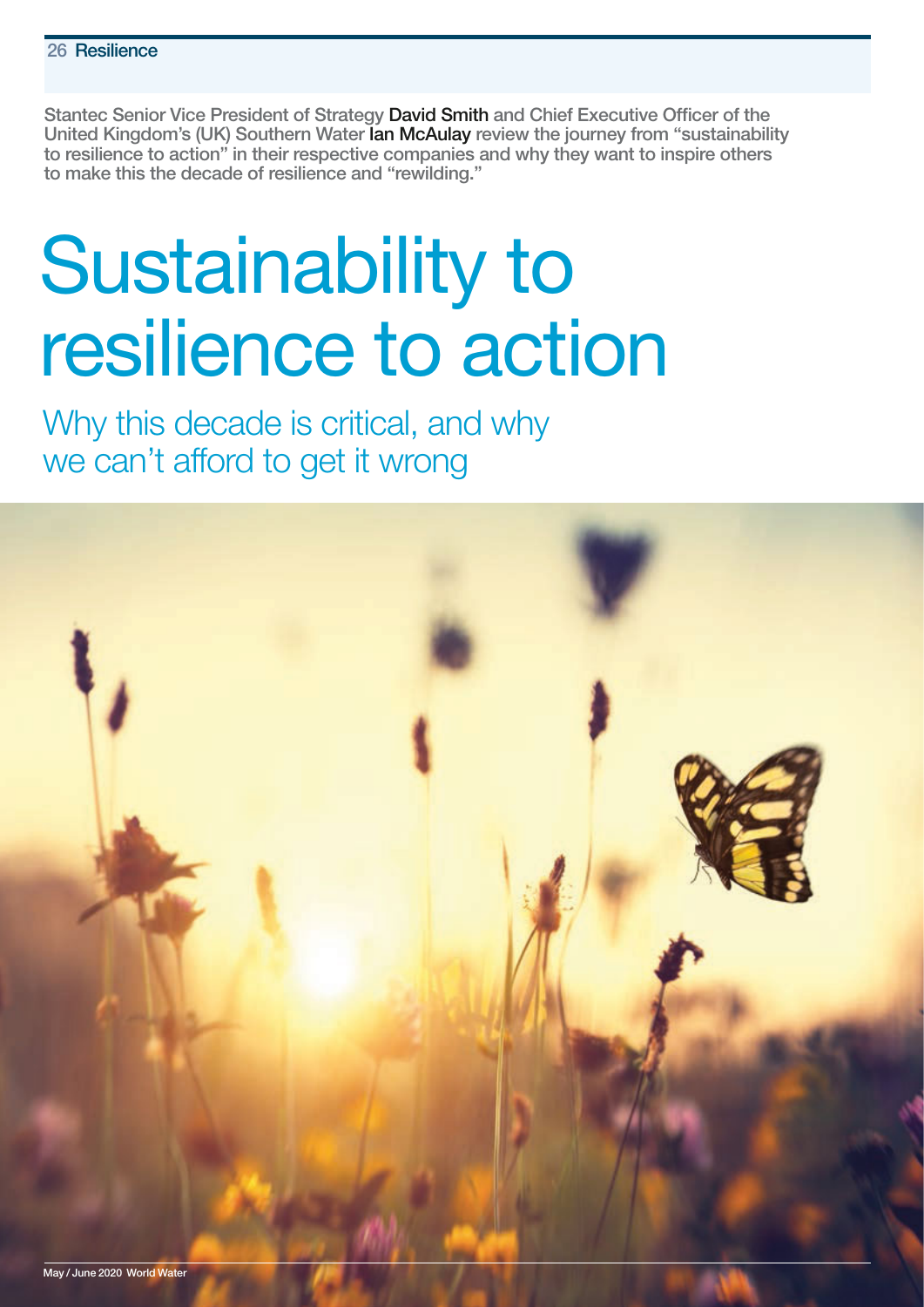Stantec Senior Vice President of Strategy **David Smith** and Chief Executive Officer of the United Kingdom's (UK) Southern Water **Ian McAulay** review the journey from "sustainability to resilience to action" in their respective companies and why they want to inspire others to make this the decade of resilience and "rewilding."

# Sustainability to resilience to action

## Why this decade is critical, and why we can't afford to get it wrong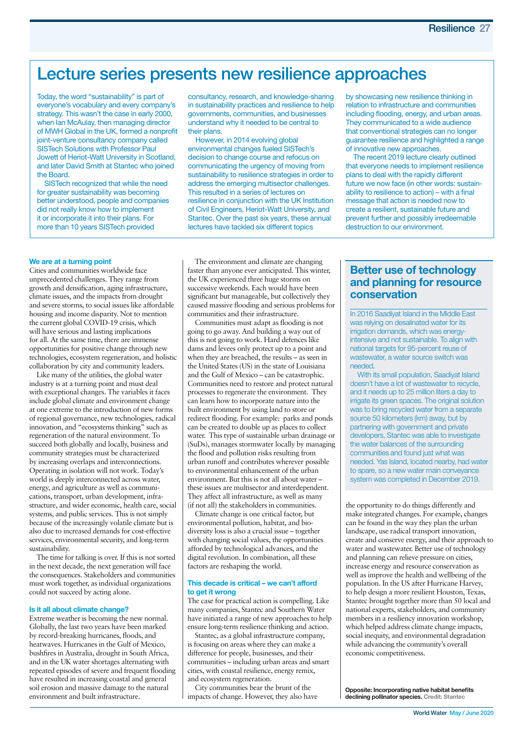# Lecture series presents new resilience approaches

Today, the word "sustainability" is part of everyone's vocabulary and every company's strategy. This wasn't the case in early 2000, when Ian McAulay, then managing director of MWH Global in the UK, formed a nonprofit joint-venture consultancy company called SISTech Solutions with Professor Paul Jowett of Heriot-Watt University in Scotland, and later David Smith at Stantec who joined the Board.

SISTech recognized that while the need for greater sustainability was becoming better understood, people and companies did not really know how to implement it or incorporate it into their plans. For more than 10 years SISTech provided consultancy, research, and knowledge-sharing in sustainability practices and resilience to help governments, communities, and businesses understand why it needed to be central to their plans.

However, in 2014 evolving global environmental changes fueled SISTech's decision to change course and refocus on communicating the urgency of moving from sustainability to resilience strategies in order to address the emerging multisector challenges. This resulted in a series of lectures on resilience in conjunction with the UK Institution of Civil Engineers, Heriot-Watt University, and Stantec. Over the past six years, these annual lectures have tackled six different topics by showcasing new resilience thinking in relation to infrastructure and communities including flooding, energy, and urban areas. They communicated to a wide audience that conventional strategies can no longer guarantee resilience and highlighted a range of innovative new approaches.

The recent 2019 lecture clearly outlined that everyone needs to implement resilience plans to deal with the rapidly different future we now face (in other words: sustainability to resilience to action) – with a final message that action is needed now to create a resilient, sustainable future and prevent further and possibly irredeemable destruction to our environment.

### We are at a turning point

Cities and communities worldwide face unprecedented challenges. They range from growth and densification, aging infrastructure, climate issues, and the impacts from drought and severe storms, to social issues like affordable housing and income disparity. Not to mention the current global COVID-19 crisis, which will have serious and lasting implications for all. At the same time, there are immense opportunities for positive change through new technologies, ecosystem regeneration, and holistic collaboration by city and community leaders.

Like many of the utilities, the global water industry is at a turning point and must deal with exceptional changes. The variables it faces include global climate and environment change at one extreme to the introduction of new forms of regional governance, new technologies, radical innovation, and "ecosystems thinking" such as regeneration of the natural environment. To succeed both globally and locally, business and community strategies must be characterized by increasing overlaps and interconnections. Operating in isolation will not work. Today's world is deeply interconnected across water, energy, and agriculture as well as communications, transport, urban development, infrastructure, and wider economic, health care, social systems, and public services. This is not simply because of the increasingly volatile climate but is also due to increased demands for cost-effective services, environmental security, and long-term sustainability.

The time for talking is over. If this is not sorted in the next decade, the next generation will face the consequences. Stakeholders and communities must work together, as individual organizations could not succeed by acting alone.

### Is it all about climate change?

Extreme weather is becoming the new normal. Globally, the last two years have been marked by record-breaking hurricanes, floods, and heatwaves. Hurricanes in the Gulf of Mexico, bushfires in Australia, drought in South Africa, and in the UK water shortages alternating with repeated episodes of severe and frequent flooding have resulted in increasing coastal and general soil erosion and massive damage to the natural environment and built infrastructure.

The environment and climate are changing faster than anyone ever anticipated. This winter, the UK experienced three huge storms on successive weekends. Each would have been significant but manageable, but collectively they caused massive flooding and serious problems for communities and their infrastructure.

Communities must adapt as flooding is not going to go away. And building a way out of this is not going to work. Hard defences like dams and levees only protect up to a point and when they are breached, the results – as seen in the United States (US) in the state of Louisiana and the Gulf of Mexico – can be catastrophic. Communities need to restore and protect natural processes to regenerate the environment. They can learn how to incorporate nature into the built environment by using land to store or redirect flooding. For example: parks and ponds can be created to double up as places to collect water. This type of sustainable urban drainage or (SuDs), manages stormwater locally by managing the flood and pollution risks resulting from urban runoff and contributes wherever possible to environmental enhancement of the urban environment. But this is not all about water – these issues are multisector and interdependent. They affect all infrastructure, as well as many (if not all) the stakeholders in communities.

Climate change is one critical factor, but environmental pollution, habitat, and biodiversity loss is also a crucial issue – together with changing social values, the opportunities afforded by technological advances, and the digital revolution. In combination, all these factors are reshaping the world.

### This decade is critical – we can't afford to get it wrong

The case for practical action is compelling. Like many companies, Stantec and Southern Water have initiated a range of new approaches to help ensure long-term resilience thinking and action.

Stantec, as a global infrastructure company, is focusing on areas where they can make a difference for people, businesses, and their communities – including urban areas and smart cities, with coastal resilience, energy remix, and ecosystem regeneration.

City communities bear the brunt of the impacts of change. However, they also have the opportunity to do things differently and make integrated changes. For example, changes can be found in the way they plan the urban landscape, use radical transport innovation, create and conserve energy, and their approach to water and wastewater. Better use of technology and planning can relieve pressure on cities, increase energy and resource conservation as well as improve the health and wellbeing of the population. In the US after Hurricane Harvey, to help design a more resilient Houston, Texas, Stantec brought together more than 50 local and national experts, stakeholders, and community members in a resiliency innovation workshop, which helped address climate change impacts, social inequity, and environmental degradation while advancing the community's overall economic competitiveness.

## Better use of technology and planning for resource conservation

In 2016 Saadiyat Island in the Middle East was relying on desalinated water for its irrigation demands, which was energy-intensive and not sustainable. To align with national targets for 95-percent reuse of wastewater, a water source switch was needed.

With its small population, Saadiyat Island doesn't have a lot of wastewater to recycle, and it needs up to 25 million liters a day to irrigate its green spaces. The original solution was to bring recycled water from a separate source 50 kilometers (km) away, but by partnering with government and private developers, Stantec was able to investigate the water balances of the surrounding communities and found just what was needed. Yas Island, located nearby, had water to spare, so a new water main conveyance system was completed in December 2019.

**Opposite: Incorporating native habitat benefits declining pollinator species.** Credit: Stantec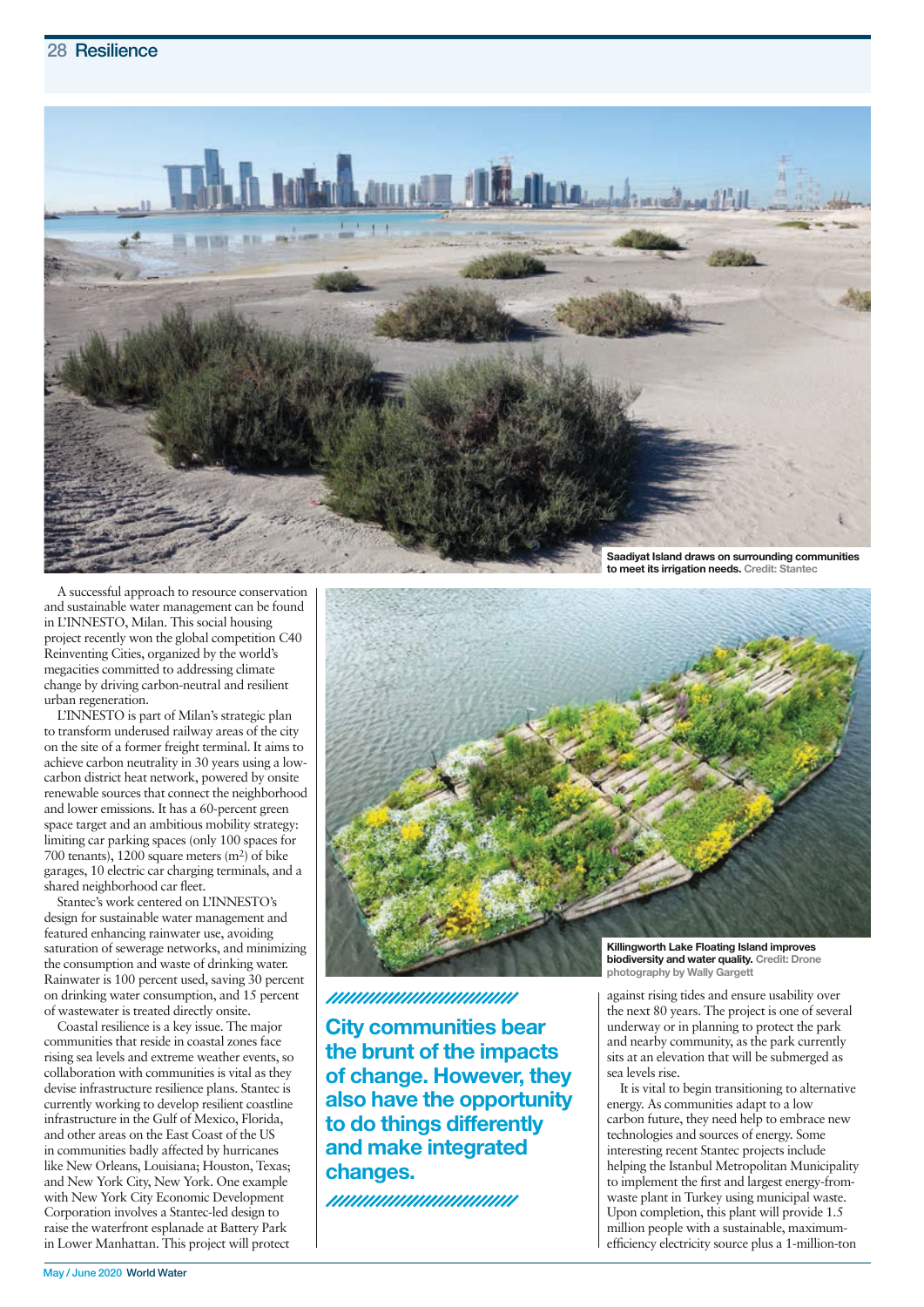Saadiyat Island draws on surrounding communities to meet its irrigation needs. Credit: Stantec

A successful approach to resource conservation and sustainable water management can be found in L'INNESTO, Milan. This social housing project recently won the global competition C40 Reinventing Cities, organized by the world's megacities committed to addressing climate change by driving carbon-neutral and resilient urban regeneration.

L'INNESTO is part of Milan's strategic plan to transform underused railway areas of the city on the site of a former freight terminal. It aims to achieve carbon neutrality in 30 years using a low-carbon district heat network, powered by onsite renewable sources that connect the neighborhood and lower emissions. It has a 60-percent green space target and an ambitious mobility strategy: limiting car parking spaces (only 100 spaces for 700 tenants), 1200 square meters ($m^2$) of bike garages, 10 electric car charging terminals, and a shared neighborhood car fleet.

Stantec's work centered on L'INNESTO's design for sustainable water management and featured enhancing rainwater use, avoiding saturation of sewerage networks, and minimizing the consumption and waste of drinking water. Rainwater is 100 percent used, saving 30 percent on drinking water consumption, and 15 percent of wastewater is treated directly onsite.

Coastal resilience is a key issue. The major communities that reside in coastal zones face rising sea levels and extreme weather events, so collaboration with communities is vital as they devise infrastructure resilience plans. Stantec is currently working to develop resilient coastline infrastructure in the Gulf of Mexico, Florida, and other areas on the East Coast of the US in communities badly affected by hurricanes like New Orleans, Louisiana; Houston, Texas; and New York City, New York. One example with New York City Economic Development Corporation involves a Stantec-led design to raise the waterfront esplanade at Battery Park in Lower Manhattan. This project will protect against rising tides and ensure usability over the next 80 years. The project is one of several underway or in planning to protect the park and nearby community, as the park currently sits at an elevation that will be submerged as sea levels rise.

Killingworth Lake Floating Island improves biodiversity and water quality. Credit: Drone photography by Wally Gargett

**City communities bear the brunt of the impacts of change. However, they also have the opportunity to do things differently and make integrated changes.**

It is vital to begin transitioning to alternative energy. As communities adapt to a low carbon future, they need help to embrace new technologies and sources of energy. Some interesting recent Stantec projects include helping the Istanbul Metropolitan Municipality to implement the first and largest energy-from-waste plant in Turkey using municipal waste. Upon completion, this plant will provide 1.5 million people with a sustainable, maximum-efficiency electricity source plus a 1-million-ton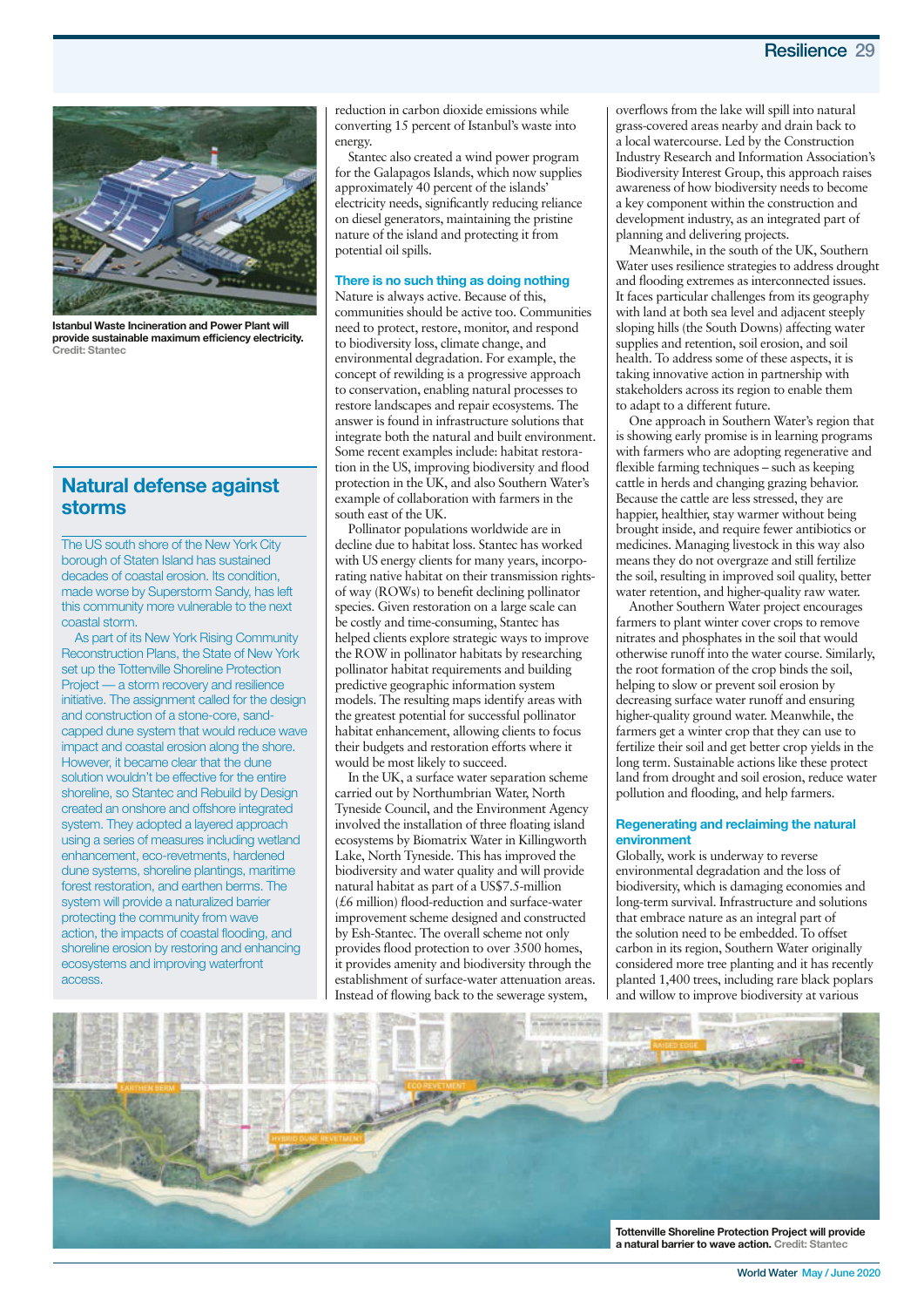Istanbul Waste Incineration and Power Plant will provide sustainable maximum efficiency electricity. Credit: Stantec

## Natural defense against storms

The US south shore of the New York City borough of Staten Island has sustained decades of coastal erosion. Its condition, made worse by Superstorm Sandy, has left this community more vulnerable to the next coastal storm.

As part of its New York Rising Community Reconstruction Plans, the State of New York set up the Tottenville Shoreline Protection Project — a storm recovery and resilience initiative. The assignment called for the design and construction of a stone-core, sand-capped dune system that would reduce wave impact and coastal erosion along the shore. However, it became clear that the dune solution wouldn't be effective for the entire shoreline, so Stantec and Rebuild by Design created an onshore and offshore integrated system. They adopted a layered approach using a series of measures including wetland enhancement, eco-revetments, hardened dune systems, shoreline plantings, maritime forest restoration, and earthen berms. The system will provide a naturalized barrier protecting the community from wave action, the impacts of coastal flooding, and shoreline erosion by restoring and enhancing ecosystems and improving waterfront access.

reduction in carbon dioxide emissions while converting 15 percent of Istanbul's waste into energy.

Stantec also created a wind power program for the Galapagos Islands, which now supplies approximately 40 percent of the islands' electricity needs, significantly reducing reliance on diesel generators, maintaining the pristine nature of the island and protecting it from potential oil spills.

### There is no such thing as doing nothing

Nature is always active. Because of this, communities should be active too. Communities need to protect, restore, monitor, and respond to biodiversity loss, climate change, and environmental degradation. For example, the concept of rewilding is a progressive approach to conservation, enabling natural processes to restore landscapes and repair ecosystems. The answer is found in infrastructure solutions that integrate both the natural and built environment. Some recent examples include: habitat restoration in the US, improving biodiversity and flood protection in the UK, and also Southern Water's example of collaboration with farmers in the south east of the UK.

Pollinator populations worldwide are in decline due to habitat loss. Stantec has worked with US energy clients for many years, incorporating native habitat on their transmission rights-of way (ROWs) to benefit declining pollinator species. Given restoration on a large scale can be costly and time-consuming, Stantec has helped clients explore strategic ways to improve the ROW in pollinator habitats by researching pollinator habitat requirements and building predictive geographic information system models. The resulting maps identify areas with the greatest potential for successful pollinator habitat enhancement, allowing clients to focus their budgets and restoration efforts where it would be most likely to succeed.

In the UK, a surface water separation scheme carried out by Northumbrian Water, North Tyneside Council, and the Environment Agency involved the installation of three floating island ecosystems by Biomatrix Water in Killingworth Lake, North Tyneside. This has improved the biodiversity and water quality and will provide natural habitat as part of a US$7.5-million (£6 million) flood-reduction and surface-water improvement scheme designed and constructed by Esh-Stantec. The overall scheme not only provides flood protection to over 3500 homes, it provides amenity and biodiversity through the establishment of surface-water attenuation areas. Instead of flowing back to the sewerage system, overflows from the lake will spill into natural grass-covered areas nearby and drain back to a local watercourse. Led by the Construction Industry Research and Information Association's Biodiversity Interest Group, this approach raises awareness of how biodiversity needs to become a key component within the construction and development industry, as an integrated part of planning and delivering projects.

Meanwhile, in the south of the UK, Southern Water uses resilience strategies to address drought and flooding extremes as interconnected issues. It faces particular challenges from its geography with land at both sea level and adjacent steeply sloping hills (the South Downs) affecting water supplies and retention, soil erosion, and soil health. To address some of these aspects, it is taking innovative action in partnership with stakeholders across its region to enable them to adapt to a different future.

One approach in Southern Water's region that is showing early promise is in learning programs with farmers who are adopting regenerative and flexible farming techniques – such as keeping cattle in herds and changing grazing behavior. Because the cattle are less stressed, they are happier, healthier, stay warmer without being brought inside, and require fewer antibiotics or medicines. Managing livestock in this way also means they do not overgraze and still fertilize the soil, resulting in improved soil quality, better water retention, and higher-quality raw water.

Another Southern Water project encourages farmers to plant winter cover crops to remove nitrates and phosphates in the soil that would otherwise runoff into the water course. Similarly, the root formation of the crop binds the soil, helping to slow or prevent soil erosion by decreasing surface water runoff and ensuring higher-quality ground water. Meanwhile, the farmers get a winter crop that they can use to fertilize their soil and get better crop yields in the long term. Sustainable actions like these protect land from drought and soil erosion, reduce water pollution and flooding, and help farmers.

### Regenerating and reclaiming the natural environment

Globally, work is underway to reverse environmental degradation and the loss of biodiversity, which is damaging economies and long-term survival. Infrastructure and solutions that embrace nature as an integral part of the solution need to be embedded. To offset carbon in its region, Southern Water originally considered more tree planting and it has recently planted 1,400 trees, including rare black poplars and willow to improve biodiversity at various

Tottenville Shoreline Protection Project will provide a natural barrier to wave action. Credit: Stantec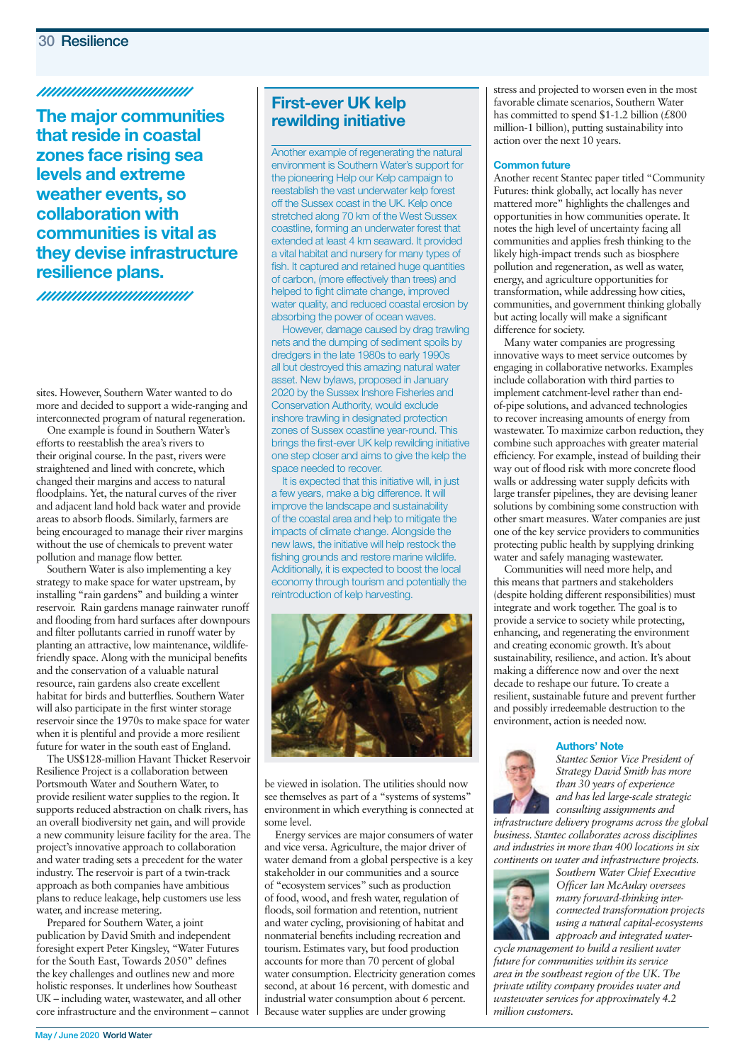**The major communities that reside in coastal zones face rising sea levels and extreme weather events, so collaboration with communities is vital as they devise infrastructure resilience plans.**

sites. However, Southern Water wanted to do more and decided to support a wide-ranging and interconnected program of natural regeneration.

One example is found in Southern Water's efforts to reestablish the area's rivers to their original course. In the past, rivers were straightened and lined with concrete, which changed their margins and access to natural floodplains. Yet, the natural curves of the river and adjacent land hold back water and provide areas to absorb floods. Similarly, farmers are being encouraged to manage their river margins without the use of chemicals to prevent water pollution and manage flow better.

Southern Water is also implementing a key strategy to make space for water upstream, by installing "rain gardens" and building a winter reservoir. Rain gardens manage rainwater runoff and flooding from hard surfaces after downpours and filter pollutants carried in runoff water by planting an attractive, low maintenance, wildlife-friendly space. Along with the municipal benefits and the conservation of a valuable natural resource, rain gardens also create excellent habitat for birds and butterflies. Southern Water will also participate in the first winter storage reservoir since the 1970s to make space for water when it is plentiful and provide a more resilient future for water in the south east of England.

The US$128-million Havant Thicket Reservoir Resilience Project is a collaboration between Portsmouth Water and Southern Water, to provide resilient water supplies to the region. It supports reduced abstraction on chalk rivers, has an overall biodiversity net gain, and will provide a new community leisure facility for the area. The project's innovative approach to collaboration and water trading sets a precedent for the water industry. The reservoir is part of a twin-track approach as both companies have ambitious plans to reduce leakage, help customers use less water, and increase metering.

Prepared for Southern Water, a joint publication by David Smith and independent foresight expert Peter Kingsley, "Water Futures for the South East, Towards 2050" defines the key challenges and outlines new and more holistic responses. It underlines how Southeast UK – including water, wastewater, and all other core infrastructure and the environment – cannot be viewed in isolation. The utilities should now see themselves as part of a "systems of systems" environment in which everything is connected at some level.

Energy services are major consumers of water and vice versa. Agriculture, the major driver of water demand from a global perspective is a key stakeholder in our communities and a source of "ecosystem services" such as production of food, wood, and fresh water, regulation of floods, soil formation and retention, nutrient and water cycling, provisioning of habitat and nonmaterial benefits including recreation and tourism. Estimates vary, but food production accounts for more than 70 percent of global water consumption. Electricity generation comes second, at about 16 percent, with domestic and industrial water consumption about 6 percent. Because water supplies are under growing stress and projected to worsen even in the most favorable climate scenarios, Southern Water has committed to spend $1-1.2 billion (£800 million-1 billion), putting sustainability into action over the next 10 years.

## First-ever UK kelp rewilding initiative

Another example of regenerating the natural environment is Southern Water's support for the pioneering Help our Kelp campaign to reestablish the vast underwater kelp forest off the Sussex coast in the UK. Kelp once stretched along 70 km of the West Sussex coastline, forming an underwater forest that extended at least 4 km seaward. It provided a vital habitat and nursery for many types of fish. It captured and retained huge quantities of carbon, (more effectively than trees) and helped to fight climate change, improved water quality, and reduced coastal erosion by absorbing the power of ocean waves.

However, damage caused by drag trawling nets and the dumping of sediment spoils by dredgers in the late 1980s to early 1990s all but destroyed this amazing natural water asset. New bylaws, proposed in January 2020 by the Sussex Inshore Fisheries and Conservation Authority, would exclude inshore trawling in designated protection zones of Sussex coastline year-round. This brings the first-ever UK kelp rewilding initiative one step closer and aims to give the kelp the space needed to recover.

It is expected that this initiative will, in just a few years, make a big difference. It will improve the landscape and sustainability of the coastal area and help to mitigate the impacts of climate change. Alongside the new laws, the initiative will help restock the fishing grounds and restore marine wildlife. Additionally, it is expected to boost the local economy through tourism and potentially the reintroduction of kelp harvesting.

### Common future

Another recent Stantec paper titled "Community Futures: think globally, act locally has never mattered more" highlights the challenges and opportunities in how communities operate. It notes the high level of uncertainty facing all communities and applies fresh thinking to the likely high-impact trends such as biosphere pollution and regeneration, as well as water, energy, and agriculture opportunities for transformation, while addressing how cities, communities, and government thinking globally but acting locally will make a significant difference for society.

Many water companies are progressing innovative ways to meet service outcomes by engaging in collaborative networks. Examples include collaboration with third parties to implement catchment-level rather than end-of-pipe solutions, and advanced technologies to recover increasing amounts of energy from wastewater. To maximize carbon reduction, they combine such approaches with greater material efficiency. For example, instead of building their way out of flood risk with more concrete flood walls or addressing water supply deficits with large transfer pipelines, they are devising leaner solutions by combining some construction with other smart measures. Water companies are just one of the key service providers to communities protecting public health by supplying drinking water and safely managing wastewater.

Communities will need more help, and this means that partners and stakeholders (despite holding different responsibilities) must integrate and work together. The goal is to provide a service to society while protecting, enhancing, and regenerating the environment and creating economic growth. It's about sustainability, resilience, and action. It's about making a difference now and over the next decade to reshape our future. To create a resilient, sustainable future and prevent further and possibly irredeemable destruction to the environment, action is needed now.

### Authors' Note

*Stantec Senior Vice President of Strategy David Smith has more than 30 years of experience and has led large-scale strategic consulting assignments and infrastructure delivery programs across the global business. Stantec collaborates across disciplines and industries in more than 400 locations in six continents on water and infrastructure projects.*

*Southern Water Chief Executive Officer Ian McAulay oversees many forward-thinking inter-connected transformation projects using a natural capital-ecosystems approach and integrated water-cycle management to build a resilient water future for communities within its service area in the southeast region of the UK. The private utility company provides water and wastewater services for approximately 4.2 million customers.*